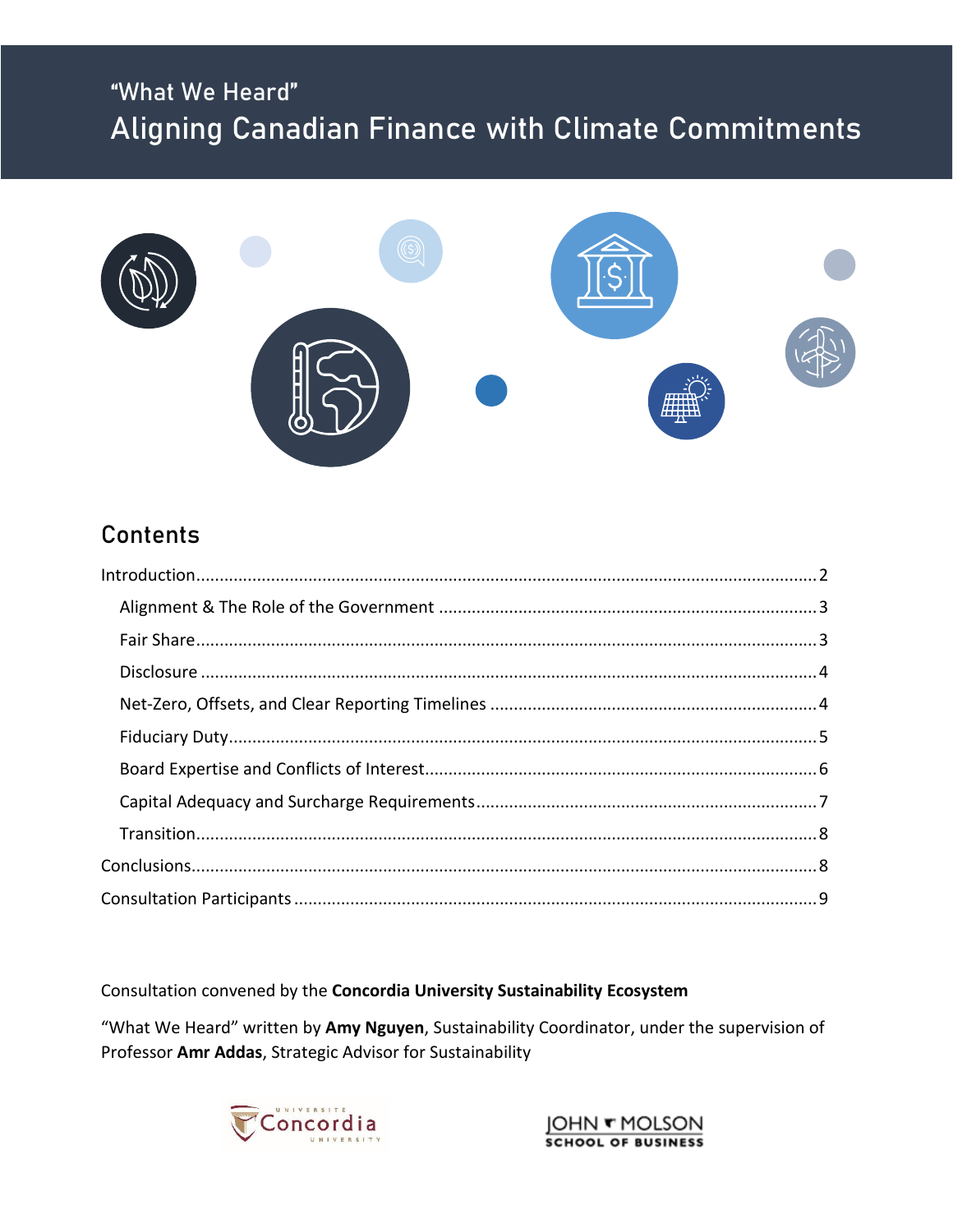# "What We Heard"
# Aligning Canadian Finance with Climate Commitments

## Contents

Introduction ..... 2
- Alignment & The Role of the Government ..... 3
- Fair Share ..... 3
- Disclosure ..... 4
- Net-Zero, Offsets, and Clear Reporting Timelines ..... 4
- Fiduciary Duty ..... 5
- Board Expertise and Conflicts of Interest ..... 6
- Capital Adequacy and Surcharge Requirements ..... 7
- Transition ..... 8

Conclusions ..... 8
Consultation Participants ..... 9

Consultation convened by the **Concordia University Sustainability Ecosystem**

"What We Heard" written by **Amy Nguyen**, Sustainability Coordinator, under the supervision of Professor **Amr Addas**, Strategic Advisor for Sustainability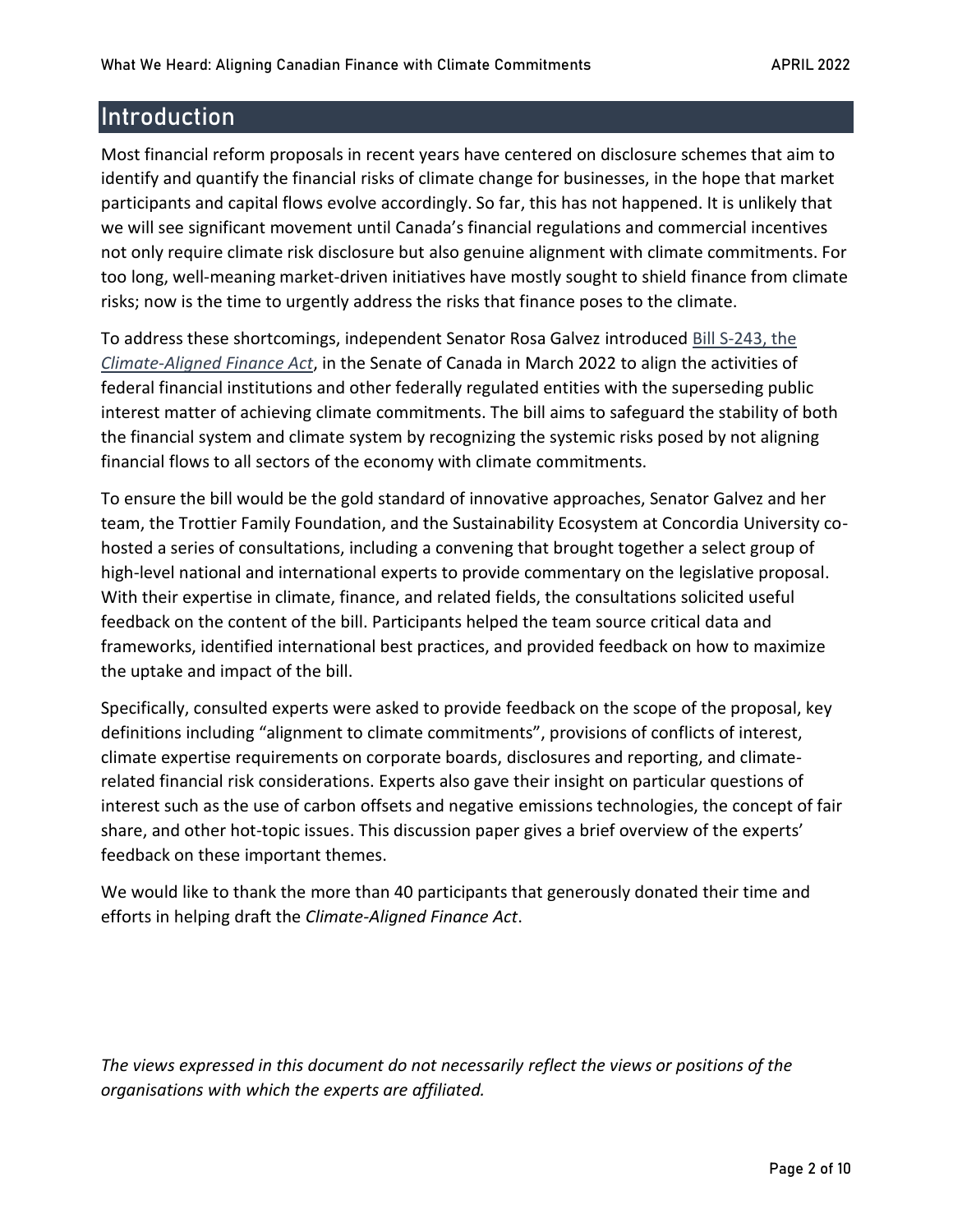# Introduction

Most financial reform proposals in recent years have centered on disclosure schemes that aim to identify and quantify the financial risks of climate change for businesses, in the hope that market participants and capital flows evolve accordingly. So far, this has not happened. It is unlikely that we will see significant movement until Canada's financial regulations and commercial incentives not only require climate risk disclosure but also genuine alignment with climate commitments. For too long, well-meaning market-driven initiatives have mostly sought to shield finance from climate risks; now is the time to urgently address the risks that finance poses to the climate.

To address these shortcomings, independent Senator Rosa Galvez introduced Bill S-243, the *Climate-Aligned Finance Act*, in the Senate of Canada in March 2022 to align the activities of federal financial institutions and other federally regulated entities with the superseding public interest matter of achieving climate commitments. The bill aims to safeguard the stability of both the financial system and climate system by recognizing the systemic risks posed by not aligning financial flows to all sectors of the economy with climate commitments.

To ensure the bill would be the gold standard of innovative approaches, Senator Galvez and her team, the Trottier Family Foundation, and the Sustainability Ecosystem at Concordia University co-hosted a series of consultations, including a convening that brought together a select group of high-level national and international experts to provide commentary on the legislative proposal. With their expertise in climate, finance, and related fields, the consultations solicited useful feedback on the content of the bill. Participants helped the team source critical data and frameworks, identified international best practices, and provided feedback on how to maximize the uptake and impact of the bill.

Specifically, consulted experts were asked to provide feedback on the scope of the proposal, key definitions including "alignment to climate commitments", provisions of conflicts of interest, climate expertise requirements on corporate boards, disclosures and reporting, and climate-related financial risk considerations. Experts also gave their insight on particular questions of interest such as the use of carbon offsets and negative emissions technologies, the concept of fair share, and other hot-topic issues. This discussion paper gives a brief overview of the experts' feedback on these important themes.

We would like to thank the more than 40 participants that generously donated their time and efforts in helping draft the *Climate-Aligned Finance Act*.

*The views expressed in this document do not necessarily reflect the views or positions of the organisations with which the experts are affiliated.*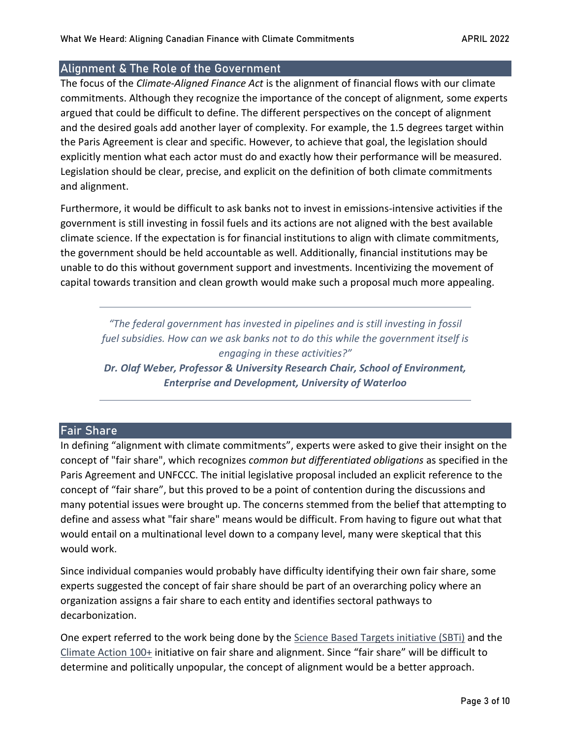## Alignment & The Role of the Government

The focus of the *Climate-Aligned Finance Act* is the alignment of financial flows with our climate commitments. Although they recognize the importance of the concept of alignment, some experts argued that could be difficult to define. The different perspectives on the concept of alignment and the desired goals add another layer of complexity. For example, the 1.5 degrees target within the Paris Agreement is clear and specific. However, to achieve that goal, the legislation should explicitly mention what each actor must do and exactly how their performance will be measured. Legislation should be clear, precise, and explicit on the definition of both climate commitments and alignment.

Furthermore, it would be difficult to ask banks not to invest in emissions-intensive activities if the government is still investing in fossil fuels and its actions are not aligned with the best available climate science. If the expectation is for financial institutions to align with climate commitments, the government should be held accountable as well. Additionally, financial institutions may be unable to do this without government support and investments. Incentivizing the movement of capital towards transition and clean growth would make such a proposal much more appealing.

---

> *"The federal government has invested in pipelines and is still investing in fossil fuel subsidies. How can we ask banks not to do this while the government itself is engaging in these activities?"*
>
> ***Dr. Olaf Weber, Professor & University Research Chair, School of Environment, Enterprise and Development, University of Waterloo***

---

## Fair Share

In defining "alignment with climate commitments", experts were asked to give their insight on the concept of "fair share", which recognizes *common but differentiated obligations* as specified in the Paris Agreement and UNFCCC. The initial legislative proposal included an explicit reference to the concept of "fair share", but this proved to be a point of contention during the discussions and many potential issues were brought up. The concerns stemmed from the belief that attempting to define and assess what "fair share" means would be difficult. From having to figure out what that would entail on a multinational level down to a company level, many were skeptical that this would work.

Since individual companies would probably have difficulty identifying their own fair share, some experts suggested the concept of fair share should be part of an overarching policy where an organization assigns a fair share to each entity and identifies sectoral pathways to decarbonization.

One expert referred to the work being done by the Science Based Targets initiative (SBTi) and the Climate Action 100+ initiative on fair share and alignment. Since "fair share" will be difficult to determine and politically unpopular, the concept of alignment would be a better approach.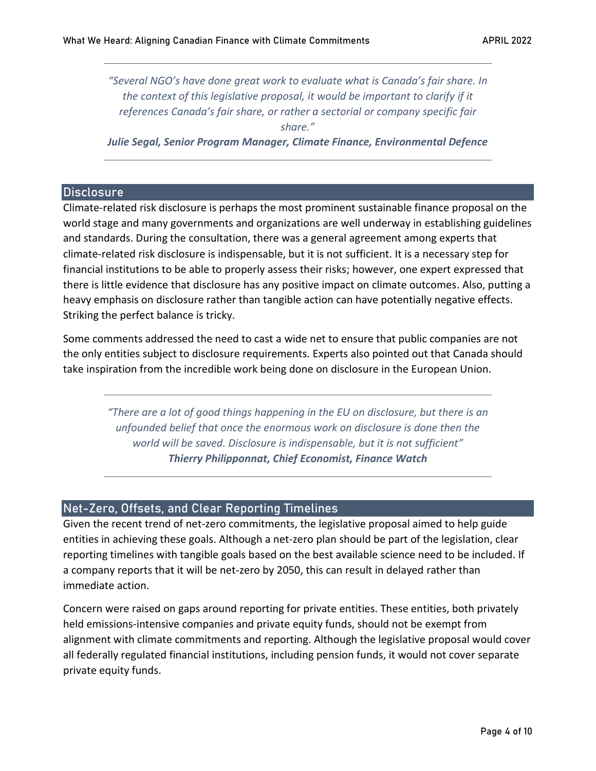> *"Several NGO's have done great work to evaluate what is Canada's fair share. In the context of this legislative proposal, it would be important to clarify if it references Canada's fair share, or rather a sectorial or company specific fair share."*
>
> ***Julie Segal, Senior Program Manager, Climate Finance, Environmental Defence***

## Disclosure

Climate-related risk disclosure is perhaps the most prominent sustainable finance proposal on the world stage and many governments and organizations are well underway in establishing guidelines and standards. During the consultation, there was a general agreement among experts that climate-related risk disclosure is indispensable, but it is not sufficient. It is a necessary step for financial institutions to be able to properly assess their risks; however, one expert expressed that there is little evidence that disclosure has any positive impact on climate outcomes. Also, putting a heavy emphasis on disclosure rather than tangible action can have potentially negative effects. Striking the perfect balance is tricky.

Some comments addressed the need to cast a wide net to ensure that public companies are not the only entities subject to disclosure requirements. Experts also pointed out that Canada should take inspiration from the incredible work being done on disclosure in the European Union.

> *"There are a lot of good things happening in the EU on disclosure, but there is an unfounded belief that once the enormous work on disclosure is done then the world will be saved. Disclosure is indispensable, but it is not sufficient"*
>
> ***Thierry Philipponnat, Chief Economist, Finance Watch***

## Net-Zero, Offsets, and Clear Reporting Timelines

Given the recent trend of net-zero commitments, the legislative proposal aimed to help guide entities in achieving these goals. Although a net-zero plan should be part of the legislation, clear reporting timelines with tangible goals based on the best available science need to be included. If a company reports that it will be net-zero by 2050, this can result in delayed rather than immediate action.

Concern were raised on gaps around reporting for private entities. These entities, both privately held emissions-intensive companies and private equity funds, should not be exempt from alignment with climate commitments and reporting. Although the legislative proposal would cover all federally regulated financial institutions, including pension funds, it would not cover separate private equity funds.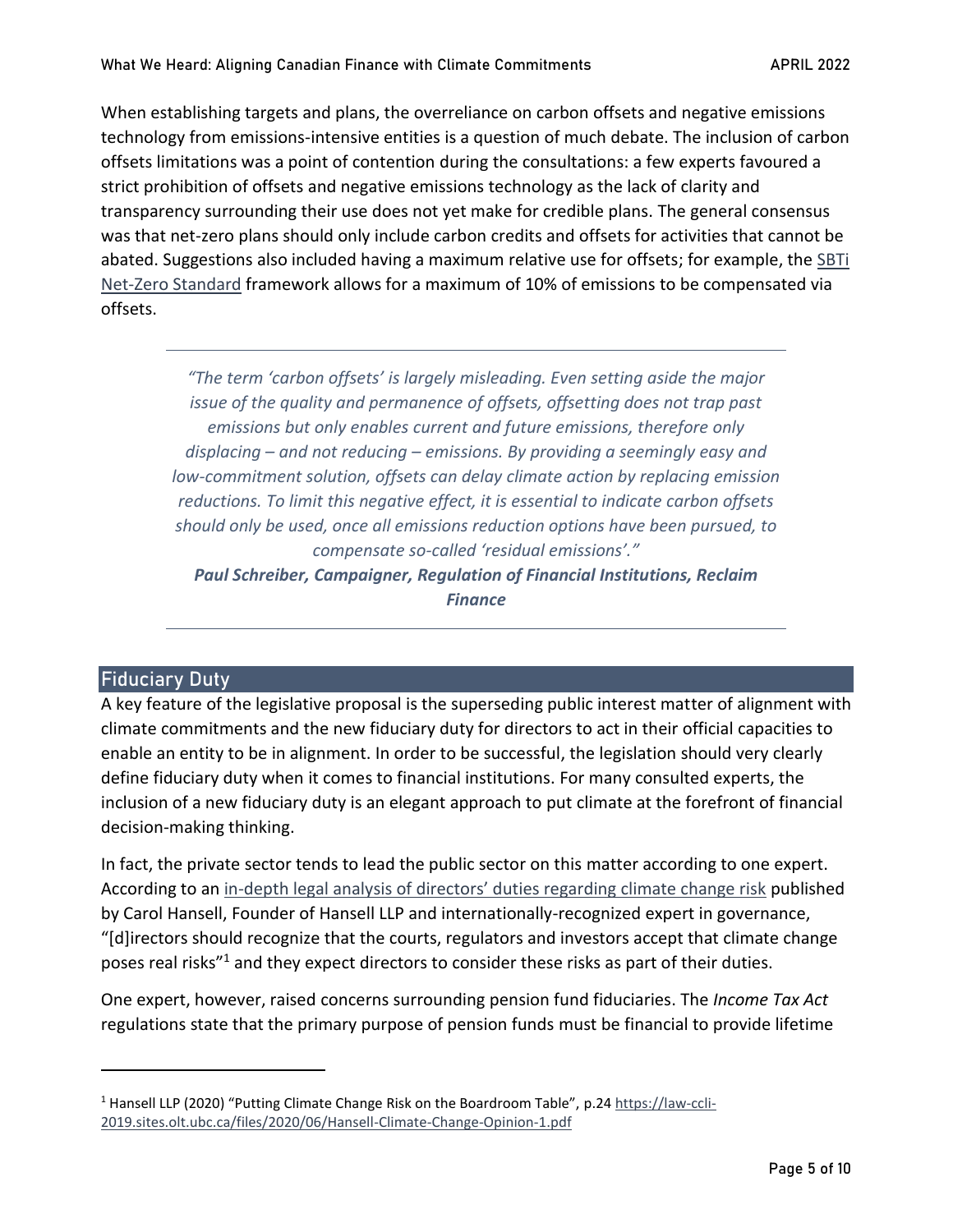When establishing targets and plans, the overreliance on carbon offsets and negative emissions technology from emissions-intensive entities is a question of much debate. The inclusion of carbon offsets limitations was a point of contention during the consultations: a few experts favoured a strict prohibition of offsets and negative emissions technology as the lack of clarity and transparency surrounding their use does not yet make for credible plans. The general consensus was that net-zero plans should only include carbon credits and offsets for activities that cannot be abated. Suggestions also included having a maximum relative use for offsets; for example, the SBTi Net-Zero Standard framework allows for a maximum of 10% of emissions to be compensated via offsets.

> *"The term 'carbon offsets' is largely misleading. Even setting aside the major issue of the quality and permanence of offsets, offsetting does not trap past emissions but only enables current and future emissions, therefore only displacing – and not reducing – emissions. By providing a seemingly easy and low-commitment solution, offsets can delay climate action by replacing emission reductions. To limit this negative effect, it is essential to indicate carbon offsets should only be used, once all emissions reduction options have been pursued, to compensate so-called 'residual emissions'."*
>
> ***Paul Schreiber, Campaigner, Regulation of Financial Institutions, Reclaim Finance***

## Fiduciary Duty

A key feature of the legislative proposal is the superseding public interest matter of alignment with climate commitments and the new fiduciary duty for directors to act in their official capacities to enable an entity to be in alignment. In order to be successful, the legislation should very clearly define fiduciary duty when it comes to financial institutions. For many consulted experts, the inclusion of a new fiduciary duty is an elegant approach to put climate at the forefront of financial decision-making thinking.

In fact, the private sector tends to lead the public sector on this matter according to one expert. According to an in-depth legal analysis of directors' duties regarding climate change risk published by Carol Hansell, Founder of Hansell LLP and internationally-recognized expert in governance, "[d]irectors should recognize that the courts, regulators and investors accept that climate change poses real risks"[1] and they expect directors to consider these risks as part of their duties.

One expert, however, raised concerns surrounding pension fund fiduciaries. The *Income Tax Act* regulations state that the primary purpose of pension funds must be financial to provide lifetime

---

[1] Hansell LLP (2020) "Putting Climate Change Risk on the Boardroom Table", p.24 https://law-ccli-2019.sites.olt.ubc.ca/files/2020/06/Hansell-Climate-Change-Opinion-1.pdf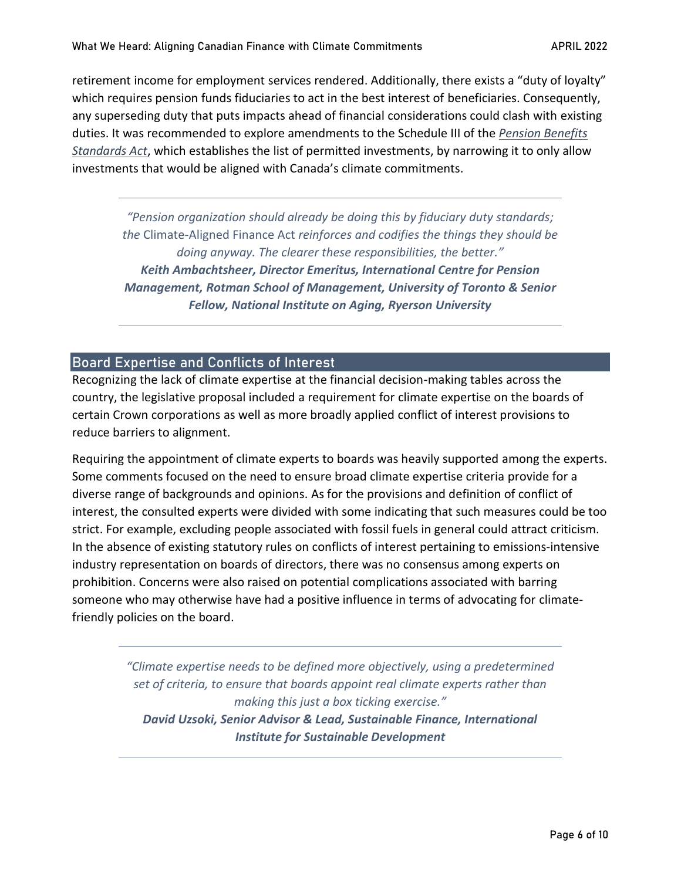retirement income for employment services rendered. Additionally, there exists a "duty of loyalty" which requires pension funds fiduciaries to act in the best interest of beneficiaries. Consequently, any superseding duty that puts impacts ahead of financial considerations could clash with existing duties. It was recommended to explore amendments to the Schedule III of the *Pension Benefits Standards Act*, which establishes the list of permitted investments, by narrowing it to only allow investments that would be aligned with Canada's climate commitments.

> *"Pension organization should already be doing this by fiduciary duty standards; the* Climate-Aligned Finance Act *reinforces and codifies the things they should be doing anyway. The clearer these responsibilities, the better."*
> ***Keith Ambachtsheer, Director Emeritus, International Centre for Pension Management, Rotman School of Management, University of Toronto & Senior Fellow, National Institute on Aging, Ryerson University***

## Board Expertise and Conflicts of Interest

Recognizing the lack of climate expertise at the financial decision-making tables across the country, the legislative proposal included a requirement for climate expertise on the boards of certain Crown corporations as well as more broadly applied conflict of interest provisions to reduce barriers to alignment.

Requiring the appointment of climate experts to boards was heavily supported among the experts. Some comments focused on the need to ensure broad climate expertise criteria provide for a diverse range of backgrounds and opinions. As for the provisions and definition of conflict of interest, the consulted experts were divided with some indicating that such measures could be too strict. For example, excluding people associated with fossil fuels in general could attract criticism. In the absence of existing statutory rules on conflicts of interest pertaining to emissions-intensive industry representation on boards of directors, there was no consensus among experts on prohibition. Concerns were also raised on potential complications associated with barring someone who may otherwise have had a positive influence in terms of advocating for climate-friendly policies on the board.

> *"Climate expertise needs to be defined more objectively, using a predetermined set of criteria, to ensure that boards appoint real climate experts rather than making this just a box ticking exercise."*
> ***David Uzsoki, Senior Advisor & Lead, Sustainable Finance, International Institute for Sustainable Development***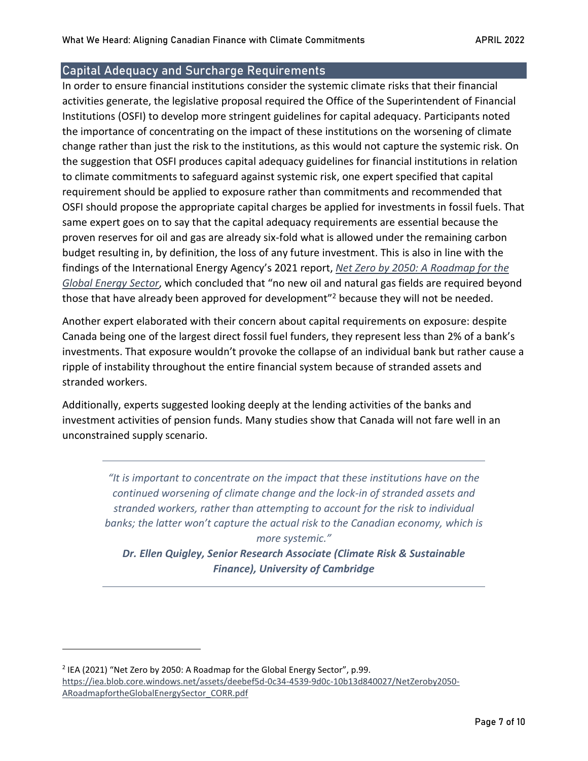## Capital Adequacy and Surcharge Requirements

In order to ensure financial institutions consider the systemic climate risks that their financial activities generate, the legislative proposal required the Office of the Superintendent of Financial Institutions (OSFI) to develop more stringent guidelines for capital adequacy. Participants noted the importance of concentrating on the impact of these institutions on the worsening of climate change rather than just the risk to the institutions, as this would not capture the systemic risk. On the suggestion that OSFI produces capital adequacy guidelines for financial institutions in relation to climate commitments to safeguard against systemic risk, one expert specified that capital requirement should be applied to exposure rather than commitments and recommended that OSFI should propose the appropriate capital charges be applied for investments in fossil fuels. That same expert goes on to say that the capital adequacy requirements are essential because the proven reserves for oil and gas are already six-fold what is allowed under the remaining carbon budget resulting in, by definition, the loss of any future investment. This is also in line with the findings of the International Energy Agency's 2021 report, *Net Zero by 2050: A Roadmap for the Global Energy Sector*, which concluded that "no new oil and natural gas fields are required beyond those that have already been approved for development"[2] because they will not be needed.

Another expert elaborated with their concern about capital requirements on exposure: despite Canada being one of the largest direct fossil fuel funders, they represent less than 2% of a bank's investments. That exposure wouldn't provoke the collapse of an individual bank but rather cause a ripple of instability throughout the entire financial system because of stranded assets and stranded workers.

Additionally, experts suggested looking deeply at the lending activities of the banks and investment activities of pension funds. Many studies show that Canada will not fare well in an unconstrained supply scenario.

> *"It is important to concentrate on the impact that these institutions have on the continued worsening of climate change and the lock-in of stranded assets and stranded workers, rather than attempting to account for the risk to individual banks; the latter won't capture the actual risk to the Canadian economy, which is more systemic."*
>
> ***Dr. Ellen Quigley, Senior Research Associate (Climate Risk & Sustainable Finance), University of Cambridge***

---

[2] IEA (2021) "Net Zero by 2050: A Roadmap for the Global Energy Sector", p.99. https://iea.blob.core.windows.net/assets/deebef5d-0c34-4539-9d0c-10b13d840027/NetZeroby2050-ARoadmapfortheGlobalEnergySector_CORR.pdf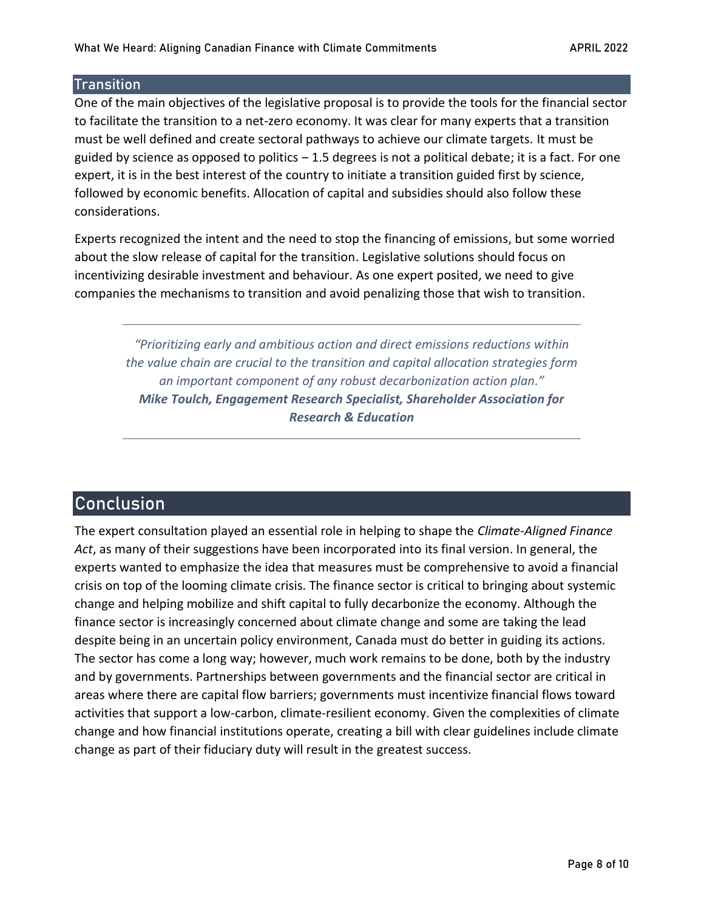## Transition

One of the main objectives of the legislative proposal is to provide the tools for the financial sector to facilitate the transition to a net-zero economy. It was clear for many experts that a transition must be well defined and create sectoral pathways to achieve our climate targets. It must be guided by science as opposed to politics – 1.5 degrees is not a political debate; it is a fact. For one expert, it is in the best interest of the country to initiate a transition guided first by science, followed by economic benefits. Allocation of capital and subsidies should also follow these considerations.

Experts recognized the intent and the need to stop the financing of emissions, but some worried about the slow release of capital for the transition. Legislative solutions should focus on incentivizing desirable investment and behaviour. As one expert posited, we need to give companies the mechanisms to transition and avoid penalizing those that wish to transition.

> *"Prioritizing early and ambitious action and direct emissions reductions within the value chain are crucial to the transition and capital allocation strategies form an important component of any robust decarbonization action plan."*
> ***Mike Toulch, Engagement Research Specialist, Shareholder Association for Research & Education***

# Conclusion

The expert consultation played an essential role in helping to shape the *Climate-Aligned Finance Act*, as many of their suggestions have been incorporated into its final version. In general, the experts wanted to emphasize the idea that measures must be comprehensive to avoid a financial crisis on top of the looming climate crisis. The finance sector is critical to bringing about systemic change and helping mobilize and shift capital to fully decarbonize the economy. Although the finance sector is increasingly concerned about climate change and some are taking the lead despite being in an uncertain policy environment, Canada must do better in guiding its actions. The sector has come a long way; however, much work remains to be done, both by the industry and by governments. Partnerships between governments and the financial sector are critical in areas where there are capital flow barriers; governments must incentivize financial flows toward activities that support a low-carbon, climate-resilient economy. Given the complexities of climate change and how financial institutions operate, creating a bill with clear guidelines include climate change as part of their fiduciary duty will result in the greatest success.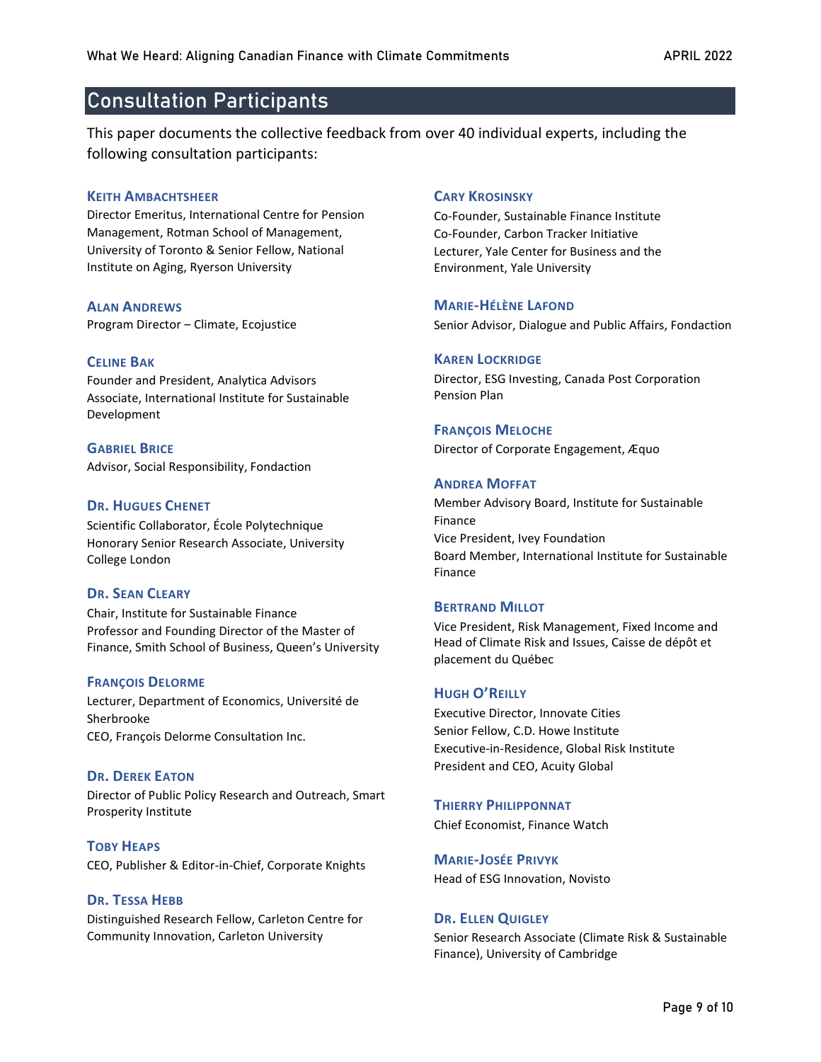## Consultation Participants

This paper documents the collective feedback from over 40 individual experts, including the following consultation participants:

**KEITH AMBACHTSHEER**
Director Emeritus, International Centre for Pension Management, Rotman School of Management, University of Toronto & Senior Fellow, National Institute on Aging, Ryerson University

**ALAN ANDREWS**
Program Director – Climate, Ecojustice

**CELINE BAK**
Founder and President, Analytica Advisors
Associate, International Institute for Sustainable Development

**GABRIEL BRICE**
Advisor, Social Responsibility, Fondaction

**DR. HUGUES CHENET**
Scientific Collaborator, École Polytechnique
Honorary Senior Research Associate, University College London

**DR. SEAN CLEARY**
Chair, Institute for Sustainable Finance
Professor and Founding Director of the Master of Finance, Smith School of Business, Queen's University

**FRANÇOIS DELORME**
Lecturer, Department of Economics, Université de Sherbrooke
CEO, François Delorme Consultation Inc.

**DR. DEREK EATON**
Director of Public Policy Research and Outreach, Smart Prosperity Institute

**TOBY HEAPS**
CEO, Publisher & Editor-in-Chief, Corporate Knights

**DR. TESSA HEBB**
Distinguished Research Fellow, Carleton Centre for Community Innovation, Carleton University

**CARY KROSINSKY**
Co-Founder, Sustainable Finance Institute
Co-Founder, Carbon Tracker Initiative
Lecturer, Yale Center for Business and the Environment, Yale University

**MARIE-HÉLÈNE LAFOND**
Senior Advisor, Dialogue and Public Affairs, Fondaction

**KAREN LOCKRIDGE**
Director, ESG Investing, Canada Post Corporation Pension Plan

**FRANÇOIS MELOCHE**
Director of Corporate Engagement, Æquo

**ANDREA MOFFAT**
Member Advisory Board, Institute for Sustainable Finance
Vice President, Ivey Foundation
Board Member, International Institute for Sustainable Finance

**BERTRAND MILLOT**
Vice President, Risk Management, Fixed Income and Head of Climate Risk and Issues, Caisse de dépôt et placement du Québec

**HUGH O'REILLY**
Executive Director, Innovate Cities
Senior Fellow, C.D. Howe Institute
Executive-in-Residence, Global Risk Institute
President and CEO, Acuity Global

**THIERRY PHILIPPONNAT**
Chief Economist, Finance Watch

**MARIE-JOSÉE PRIVYK**
Head of ESG Innovation, Novisto

**DR. ELLEN QUIGLEY**
Senior Research Associate (Climate Risk & Sustainable Finance), University of Cambridge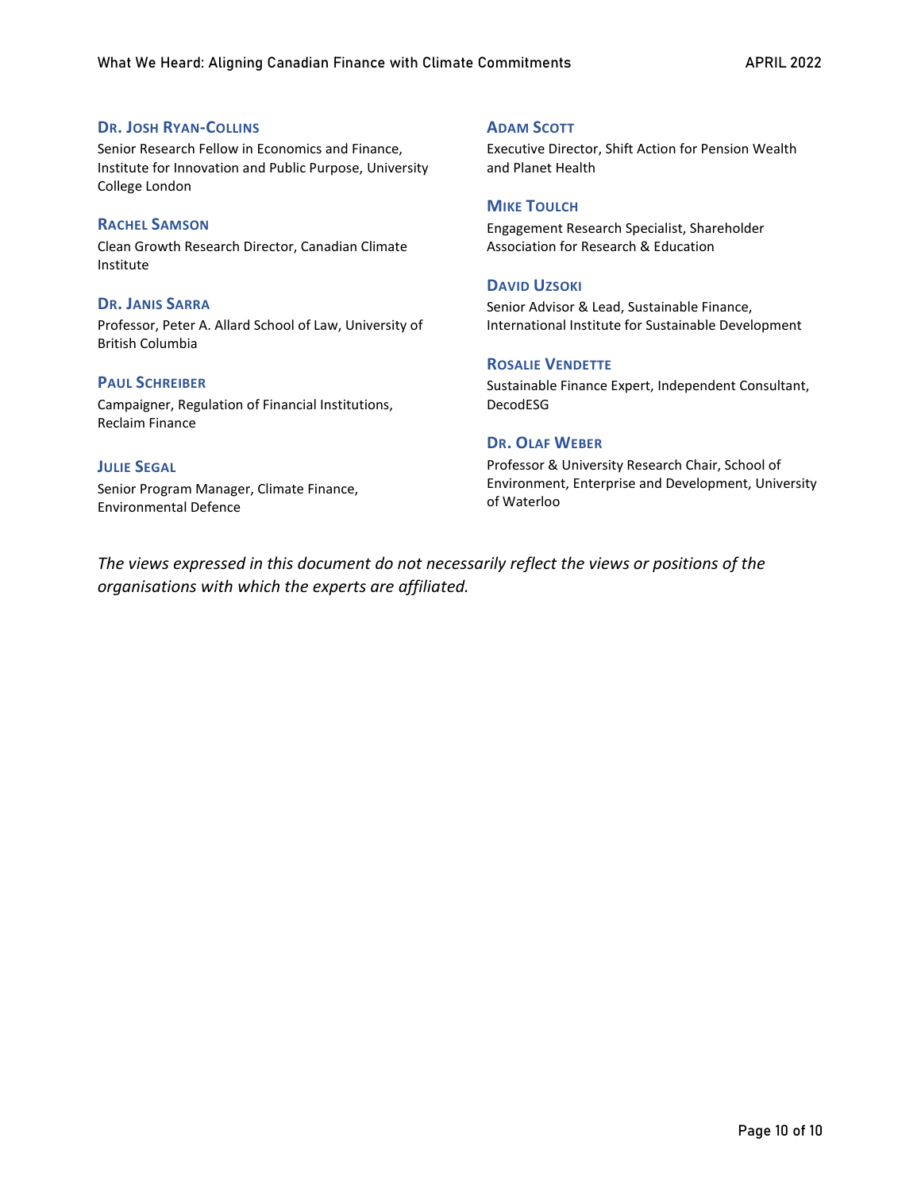**Dr. Josh Ryan-Collins**

Senior Research Fellow in Economics and Finance, Institute for Innovation and Public Purpose, University College London

**Rachel Samson**

Clean Growth Research Director, Canadian Climate Institute

**Dr. Janis Sarra**

Professor, Peter A. Allard School of Law, University of British Columbia

**Paul Schreiber**

Campaigner, Regulation of Financial Institutions, Reclaim Finance

**Julie Segal**

Senior Program Manager, Climate Finance, Environmental Defence

**Adam Scott**

Executive Director, Shift Action for Pension Wealth and Planet Health

**Mike Toulch**

Engagement Research Specialist, Shareholder Association for Research & Education

**David Uzsoki**

Senior Advisor & Lead, Sustainable Finance, International Institute for Sustainable Development

**Rosalie Vendette**

Sustainable Finance Expert, Independent Consultant, DecodESG

**Dr. Olaf Weber**

Professor & University Research Chair, School of Environment, Enterprise and Development, University of Waterloo

*The views expressed in this document do not necessarily reflect the views or positions of the organisations with which the experts are affiliated.*